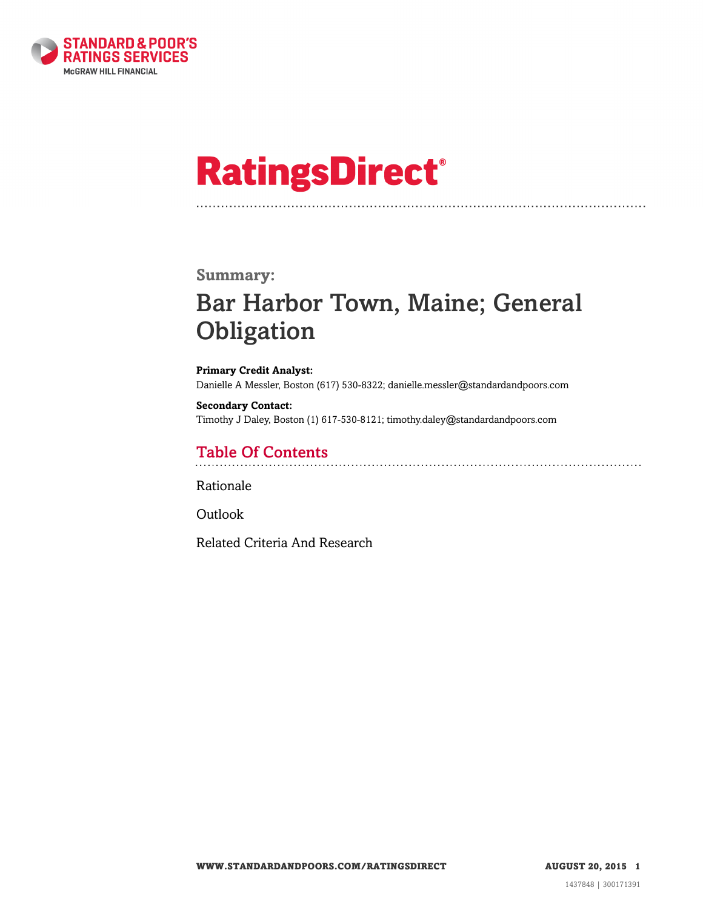STANDARD & POOR'S RATINGS SERVICES
McGRAW HILL FINANCIAL

# RatingsDirect®

## Summary:

# Bar Harbor Town, Maine; General Obligation

**Primary Credit Analyst:**
Danielle A Messler, Boston (617) 530-8322; danielle.messler@standardandpoors.com

**Secondary Contact:**
Timothy J Daley, Boston (1) 617-530-8121; timothy.daley@standardandpoors.com

## Table Of Contents

Rationale

Outlook

Related Criteria And Research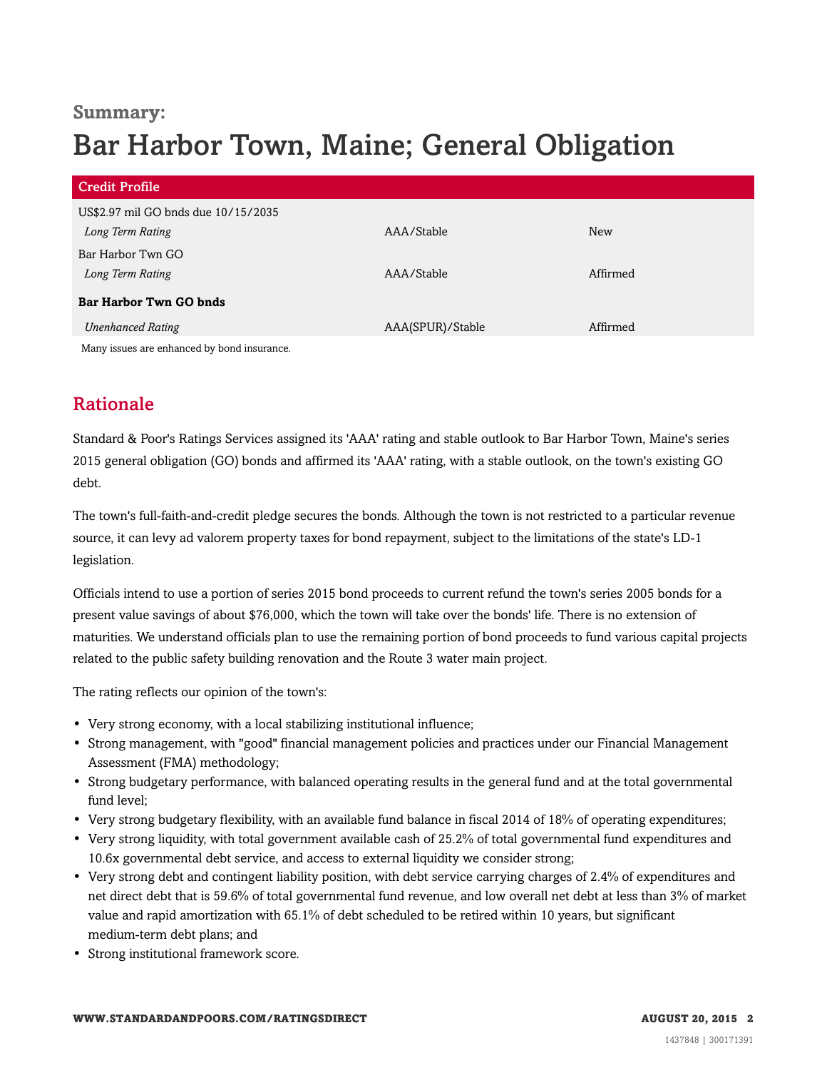**Summary:**

# Bar Harbor Town, Maine; General Obligation

| Credit Profile | | |
|---|---|---|
| US$2.97 mil GO bnds due 10/15/2035 | | |
| *Long Term Rating* | AAA/Stable | New |
| Bar Harbor Twn GO | | |
| *Long Term Rating* | AAA/Stable | Affirmed |
| **Bar Harbor Twn GO bnds** | | |
| *Unenhanced Rating* | AAA(SPUR)/Stable | Affirmed |

Many issues are enhanced by bond insurance.

## Rationale

Standard & Poor's Ratings Services assigned its 'AAA' rating and stable outlook to Bar Harbor Town, Maine's series 2015 general obligation (GO) bonds and affirmed its 'AAA' rating, with a stable outlook, on the town's existing GO debt.

The town's full-faith-and-credit pledge secures the bonds. Although the town is not restricted to a particular revenue source, it can levy ad valorem property taxes for bond repayment, subject to the limitations of the state's LD-1 legislation.

Officials intend to use a portion of series 2015 bond proceeds to current refund the town's series 2005 bonds for a present value savings of about $76,000, which the town will take over the bonds' life. There is no extension of maturities. We understand officials plan to use the remaining portion of bond proceeds to fund various capital projects related to the public safety building renovation and the Route 3 water main project.

The rating reflects our opinion of the town's:

- Very strong economy, with a local stabilizing institutional influence;
- Strong management, with "good" financial management policies and practices under our Financial Management Assessment (FMA) methodology;
- Strong budgetary performance, with balanced operating results in the general fund and at the total governmental fund level;
- Very strong budgetary flexibility, with an available fund balance in fiscal 2014 of 18% of operating expenditures;
- Very strong liquidity, with total government available cash of 25.2% of total governmental fund expenditures and 10.6x governmental debt service, and access to external liquidity we consider strong;
- Very strong debt and contingent liability position, with debt service carrying charges of 2.4% of expenditures and net direct debt that is 59.6% of total governmental fund revenue, and low overall net debt at less than 3% of market value and rapid amortization with 65.1% of debt scheduled to be retired within 10 years, but significant medium-term debt plans; and
- Strong institutional framework score.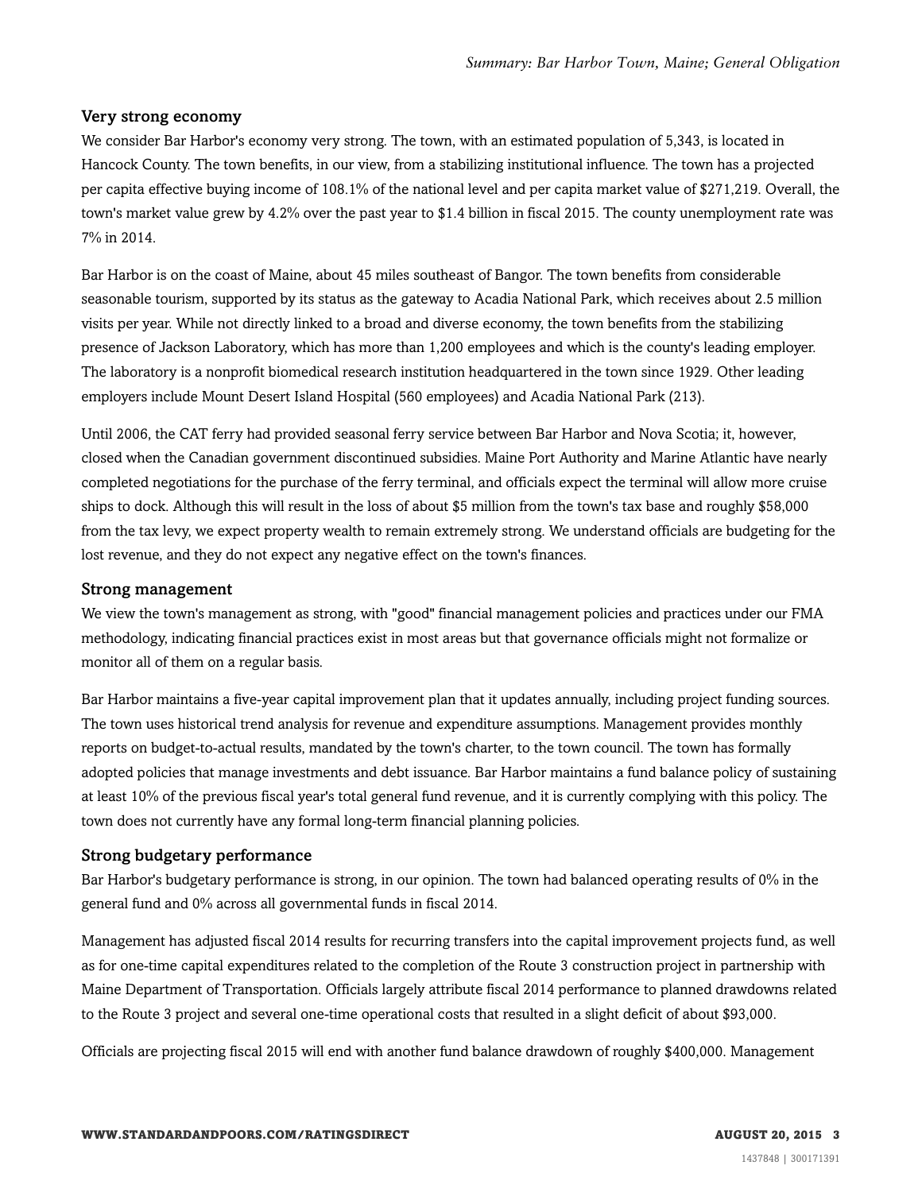### Very strong economy

We consider Bar Harbor's economy very strong. The town, with an estimated population of 5,343, is located in Hancock County. The town benefits, in our view, from a stabilizing institutional influence. The town has a projected per capita effective buying income of 108.1% of the national level and per capita market value of $271,219. Overall, the town's market value grew by 4.2% over the past year to $1.4 billion in fiscal 2015. The county unemployment rate was 7% in 2014.

Bar Harbor is on the coast of Maine, about 45 miles southeast of Bangor. The town benefits from considerable seasonable tourism, supported by its status as the gateway to Acadia National Park, which receives about 2.5 million visits per year. While not directly linked to a broad and diverse economy, the town benefits from the stabilizing presence of Jackson Laboratory, which has more than 1,200 employees and which is the county's leading employer. The laboratory is a nonprofit biomedical research institution headquartered in the town since 1929. Other leading employers include Mount Desert Island Hospital (560 employees) and Acadia National Park (213).

Until 2006, the CAT ferry had provided seasonal ferry service between Bar Harbor and Nova Scotia; it, however, closed when the Canadian government discontinued subsidies. Maine Port Authority and Marine Atlantic have nearly completed negotiations for the purchase of the ferry terminal, and officials expect the terminal will allow more cruise ships to dock. Although this will result in the loss of about $5 million from the town's tax base and roughly $58,000 from the tax levy, we expect property wealth to remain extremely strong. We understand officials are budgeting for the lost revenue, and they do not expect any negative effect on the town's finances.

### Strong management

We view the town's management as strong, with "good" financial management policies and practices under our FMA methodology, indicating financial practices exist in most areas but that governance officials might not formalize or monitor all of them on a regular basis.

Bar Harbor maintains a five-year capital improvement plan that it updates annually, including project funding sources. The town uses historical trend analysis for revenue and expenditure assumptions. Management provides monthly reports on budget-to-actual results, mandated by the town's charter, to the town council. The town has formally adopted policies that manage investments and debt issuance. Bar Harbor maintains a fund balance policy of sustaining at least 10% of the previous fiscal year's total general fund revenue, and it is currently complying with this policy. The town does not currently have any formal long-term financial planning policies.

### Strong budgetary performance

Bar Harbor's budgetary performance is strong, in our opinion. The town had balanced operating results of 0% in the general fund and 0% across all governmental funds in fiscal 2014.

Management has adjusted fiscal 2014 results for recurring transfers into the capital improvement projects fund, as well as for one-time capital expenditures related to the completion of the Route 3 construction project in partnership with Maine Department of Transportation. Officials largely attribute fiscal 2014 performance to planned drawdowns related to the Route 3 project and several one-time operational costs that resulted in a slight deficit of about $93,000.

Officials are projecting fiscal 2015 will end with another fund balance drawdown of roughly $400,000. Management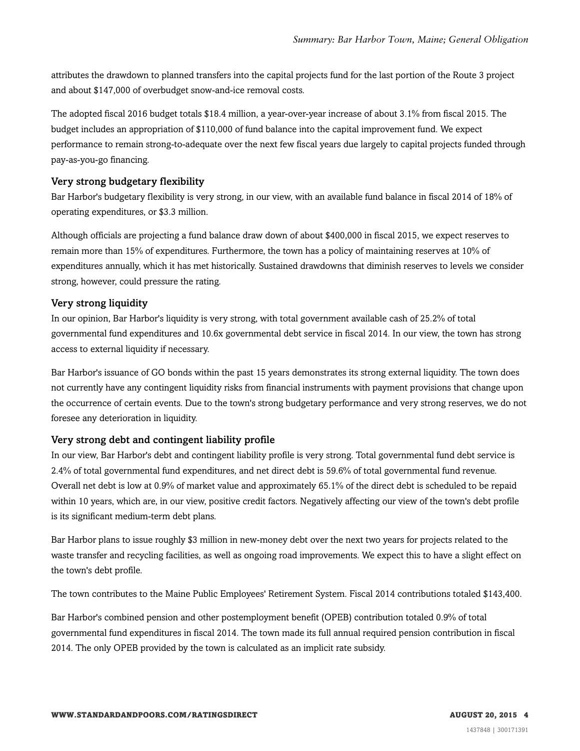attributes the drawdown to planned transfers into the capital projects fund for the last portion of the Route 3 project and about $147,000 of overbudget snow-and-ice removal costs.

The adopted fiscal 2016 budget totals $18.4 million, a year-over-year increase of about 3.1% from fiscal 2015. The budget includes an appropriation of $110,000 of fund balance into the capital improvement fund. We expect performance to remain strong-to-adequate over the next few fiscal years due largely to capital projects funded through pay-as-you-go financing.

### Very strong budgetary flexibility

Bar Harbor's budgetary flexibility is very strong, in our view, with an available fund balance in fiscal 2014 of 18% of operating expenditures, or $3.3 million.

Although officials are projecting a fund balance draw down of about $400,000 in fiscal 2015, we expect reserves to remain more than 15% of expenditures. Furthermore, the town has a policy of maintaining reserves at 10% of expenditures annually, which it has met historically. Sustained drawdowns that diminish reserves to levels we consider strong, however, could pressure the rating.

### Very strong liquidity

In our opinion, Bar Harbor's liquidity is very strong, with total government available cash of 25.2% of total governmental fund expenditures and 10.6x governmental debt service in fiscal 2014. In our view, the town has strong access to external liquidity if necessary.

Bar Harbor's issuance of GO bonds within the past 15 years demonstrates its strong external liquidity. The town does not currently have any contingent liquidity risks from financial instruments with payment provisions that change upon the occurrence of certain events. Due to the town's strong budgetary performance and very strong reserves, we do not foresee any deterioration in liquidity.

### Very strong debt and contingent liability profile

In our view, Bar Harbor's debt and contingent liability profile is very strong. Total governmental fund debt service is 2.4% of total governmental fund expenditures, and net direct debt is 59.6% of total governmental fund revenue. Overall net debt is low at 0.9% of market value and approximately 65.1% of the direct debt is scheduled to be repaid within 10 years, which are, in our view, positive credit factors. Negatively affecting our view of the town's debt profile is its significant medium-term debt plans.

Bar Harbor plans to issue roughly $3 million in new-money debt over the next two years for projects related to the waste transfer and recycling facilities, as well as ongoing road improvements. We expect this to have a slight effect on the town's debt profile.

The town contributes to the Maine Public Employees' Retirement System. Fiscal 2014 contributions totaled $143,400.

Bar Harbor's combined pension and other postemployment benefit (OPEB) contribution totaled 0.9% of total governmental fund expenditures in fiscal 2014. The town made its full annual required pension contribution in fiscal 2014. The only OPEB provided by the town is calculated as an implicit rate subsidy.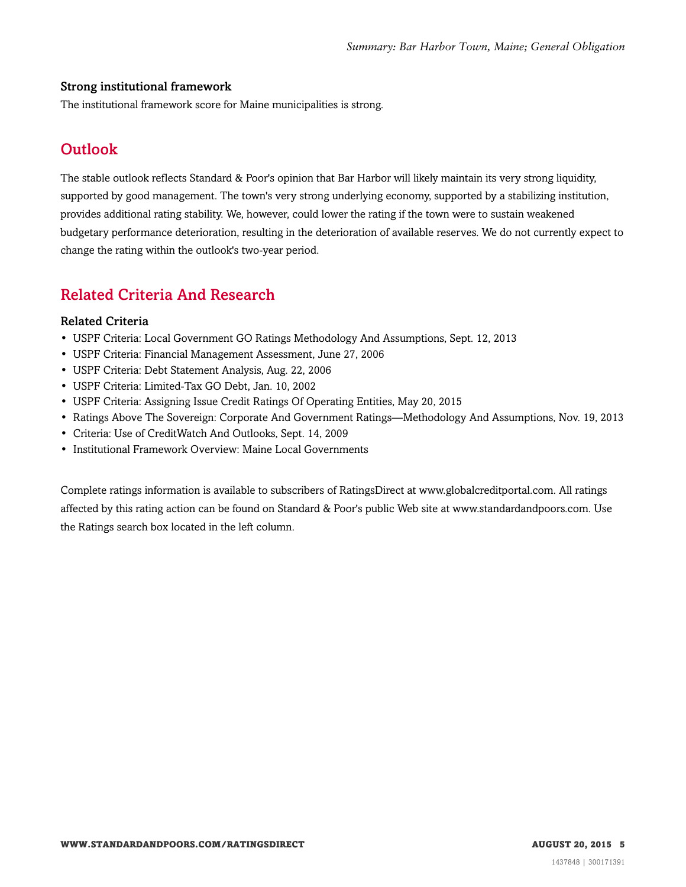### Strong institutional framework

The institutional framework score for Maine municipalities is strong.

## Outlook

The stable outlook reflects Standard & Poor's opinion that Bar Harbor will likely maintain its very strong liquidity, supported by good management. The town's very strong underlying economy, supported by a stabilizing institution, provides additional rating stability. We, however, could lower the rating if the town were to sustain weakened budgetary performance deterioration, resulting in the deterioration of available reserves. We do not currently expect to change the rating within the outlook's two-year period.

## Related Criteria And Research

### Related Criteria

- USPF Criteria: Local Government GO Ratings Methodology And Assumptions, Sept. 12, 2013
- USPF Criteria: Financial Management Assessment, June 27, 2006
- USPF Criteria: Debt Statement Analysis, Aug. 22, 2006
- USPF Criteria: Limited-Tax GO Debt, Jan. 10, 2002
- USPF Criteria: Assigning Issue Credit Ratings Of Operating Entities, May 20, 2015
- Ratings Above The Sovereign: Corporate And Government Ratings—Methodology And Assumptions, Nov. 19, 2013
- Criteria: Use of CreditWatch And Outlooks, Sept. 14, 2009
- Institutional Framework Overview: Maine Local Governments

Complete ratings information is available to subscribers of RatingsDirect at www.globalcreditportal.com. All ratings affected by this rating action can be found on Standard & Poor's public Web site at www.standardandpoors.com. Use the Ratings search box located in the left column.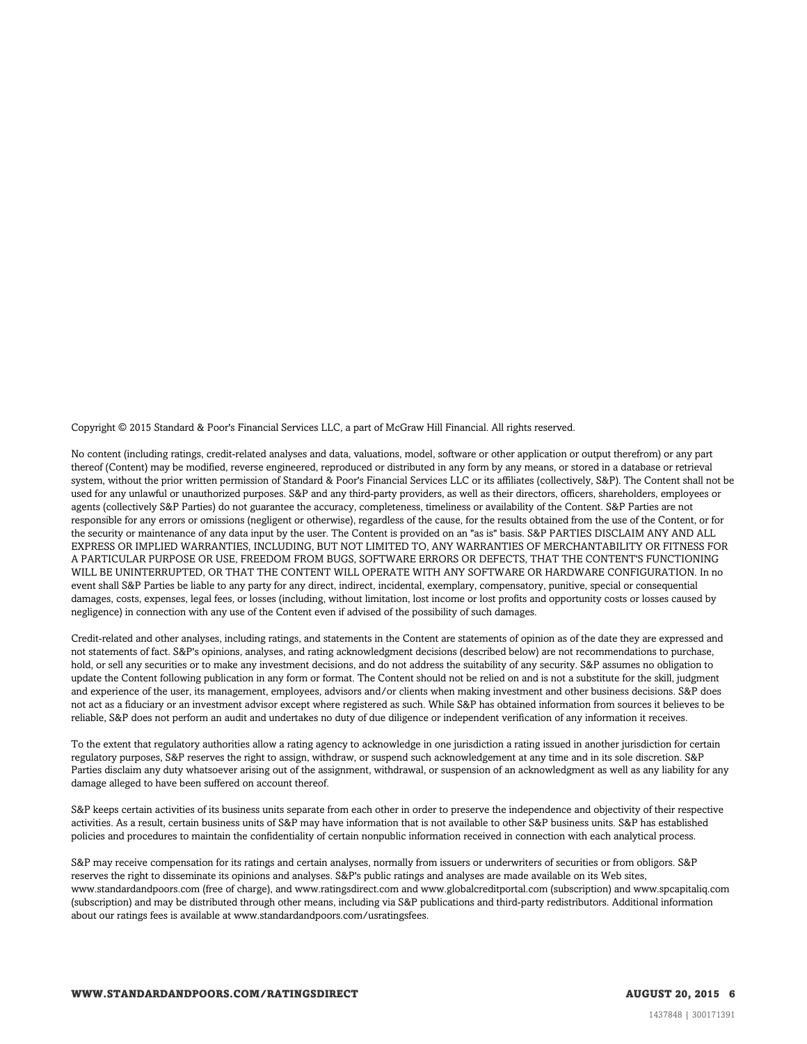Copyright © 2015 Standard & Poor's Financial Services LLC, a part of McGraw Hill Financial. All rights reserved.

No content (including ratings, credit-related analyses and data, valuations, model, software or other application or output therefrom) or any part thereof (Content) may be modified, reverse engineered, reproduced or distributed in any form by any means, or stored in a database or retrieval system, without the prior written permission of Standard & Poor's Financial Services LLC or its affiliates (collectively, S&P). The Content shall not be used for any unlawful or unauthorized purposes. S&P and any third-party providers, as well as their directors, officers, shareholders, employees or agents (collectively S&P Parties) do not guarantee the accuracy, completeness, timeliness or availability of the Content. S&P Parties are not responsible for any errors or omissions (negligent or otherwise), regardless of the cause, for the results obtained from the use of the Content, or for the security or maintenance of any data input by the user. The Content is provided on an "as is" basis. S&P PARTIES DISCLAIM ANY AND ALL EXPRESS OR IMPLIED WARRANTIES, INCLUDING, BUT NOT LIMITED TO, ANY WARRANTIES OF MERCHANTABILITY OR FITNESS FOR A PARTICULAR PURPOSE OR USE, FREEDOM FROM BUGS, SOFTWARE ERRORS OR DEFECTS, THAT THE CONTENT'S FUNCTIONING WILL BE UNINTERRUPTED, OR THAT THE CONTENT WILL OPERATE WITH ANY SOFTWARE OR HARDWARE CONFIGURATION. In no event shall S&P Parties be liable to any party for any direct, indirect, incidental, exemplary, compensatory, punitive, special or consequential damages, costs, expenses, legal fees, or losses (including, without limitation, lost income or lost profits and opportunity costs or losses caused by negligence) in connection with any use of the Content even if advised of the possibility of such damages.

Credit-related and other analyses, including ratings, and statements in the Content are statements of opinion as of the date they are expressed and not statements of fact. S&P's opinions, analyses, and rating acknowledgment decisions (described below) are not recommendations to purchase, hold, or sell any securities or to make any investment decisions, and do not address the suitability of any security. S&P assumes no obligation to update the Content following publication in any form or format. The Content should not be relied on and is not a substitute for the skill, judgment and experience of the user, its management, employees, advisors and/or clients when making investment and other business decisions. S&P does not act as a fiduciary or an investment advisor except where registered as such. While S&P has obtained information from sources it believes to be reliable, S&P does not perform an audit and undertakes no duty of due diligence or independent verification of any information it receives.

To the extent that regulatory authorities allow a rating agency to acknowledge in one jurisdiction a rating issued in another jurisdiction for certain regulatory purposes, S&P reserves the right to assign, withdraw, or suspend such acknowledgement at any time and in its sole discretion. S&P Parties disclaim any duty whatsoever arising out of the assignment, withdrawal, or suspension of an acknowledgment as well as any liability for any damage alleged to have been suffered on account thereof.

S&P keeps certain activities of its business units separate from each other in order to preserve the independence and objectivity of their respective activities. As a result, certain business units of S&P may have information that is not available to other S&P business units. S&P has established policies and procedures to maintain the confidentiality of certain nonpublic information received in connection with each analytical process.

S&P may receive compensation for its ratings and certain analyses, normally from issuers or underwriters of securities or from obligors. S&P reserves the right to disseminate its opinions and analyses. S&P's public ratings and analyses are made available on its Web sites, www.standardandpoors.com (free of charge), and www.ratingsdirect.com and www.globalcreditportal.com (subscription) and www.spcapitaliq.com (subscription) and may be distributed through other means, including via S&P publications and third-party redistributors. Additional information about our ratings fees is available at www.standardandpoors.com/usratingsfees.